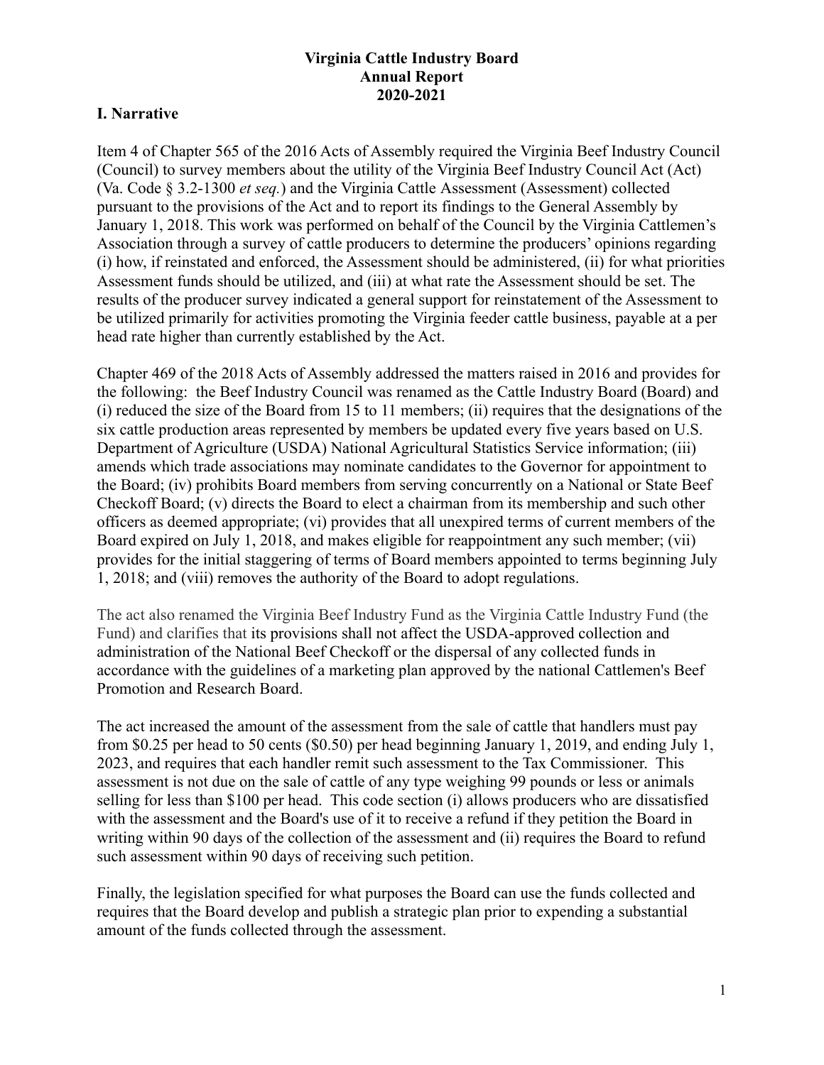# Virginia Cattle Industry Board
# Annual Report
# 2020-2021

## I. Narrative

Item 4 of Chapter 565 of the 2016 Acts of Assembly required the Virginia Beef Industry Council (Council) to survey members about the utility of the Virginia Beef Industry Council Act (Act) (Va. Code § 3.2-1300 *et seq.*) and the Virginia Cattle Assessment (Assessment) collected pursuant to the provisions of the Act and to report its findings to the General Assembly by January 1, 2018. This work was performed on behalf of the Council by the Virginia Cattlemen's Association through a survey of cattle producers to determine the producers' opinions regarding (i) how, if reinstated and enforced, the Assessment should be administered, (ii) for what priorities Assessment funds should be utilized, and (iii) at what rate the Assessment should be set. The results of the producer survey indicated a general support for reinstatement of the Assessment to be utilized primarily for activities promoting the Virginia feeder cattle business, payable at a per head rate higher than currently established by the Act.

Chapter 469 of the 2018 Acts of Assembly addressed the matters raised in 2016 and provides for the following: the Beef Industry Council was renamed as the Cattle Industry Board (Board) and (i) reduced the size of the Board from 15 to 11 members; (ii) requires that the designations of the six cattle production areas represented by members be updated every five years based on U.S. Department of Agriculture (USDA) National Agricultural Statistics Service information; (iii) amends which trade associations may nominate candidates to the Governor for appointment to the Board; (iv) prohibits Board members from serving concurrently on a National or State Beef Checkoff Board; (v) directs the Board to elect a chairman from its membership and such other officers as deemed appropriate; (vi) provides that all unexpired terms of current members of the Board expired on July 1, 2018, and makes eligible for reappointment any such member; (vii) provides for the initial staggering of terms of Board members appointed to terms beginning July 1, 2018; and (viii) removes the authority of the Board to adopt regulations.

The act also renamed the Virginia Beef Industry Fund as the Virginia Cattle Industry Fund (the Fund) and clarifies that its provisions shall not affect the USDA-approved collection and administration of the National Beef Checkoff or the dispersal of any collected funds in accordance with the guidelines of a marketing plan approved by the national Cattlemen's Beef Promotion and Research Board.

The act increased the amount of the assessment from the sale of cattle that handlers must pay from $0.25 per head to 50 cents ($0.50) per head beginning January 1, 2019, and ending July 1, 2023, and requires that each handler remit such assessment to the Tax Commissioner. This assessment is not due on the sale of cattle of any type weighing 99 pounds or less or animals selling for less than $100 per head. This code section (i) allows producers who are dissatisfied with the assessment and the Board's use of it to receive a refund if they petition the Board in writing within 90 days of the collection of the assessment and (ii) requires the Board to refund such assessment within 90 days of receiving such petition.

Finally, the legislation specified for what purposes the Board can use the funds collected and requires that the Board develop and publish a strategic plan prior to expending a substantial amount of the funds collected through the assessment.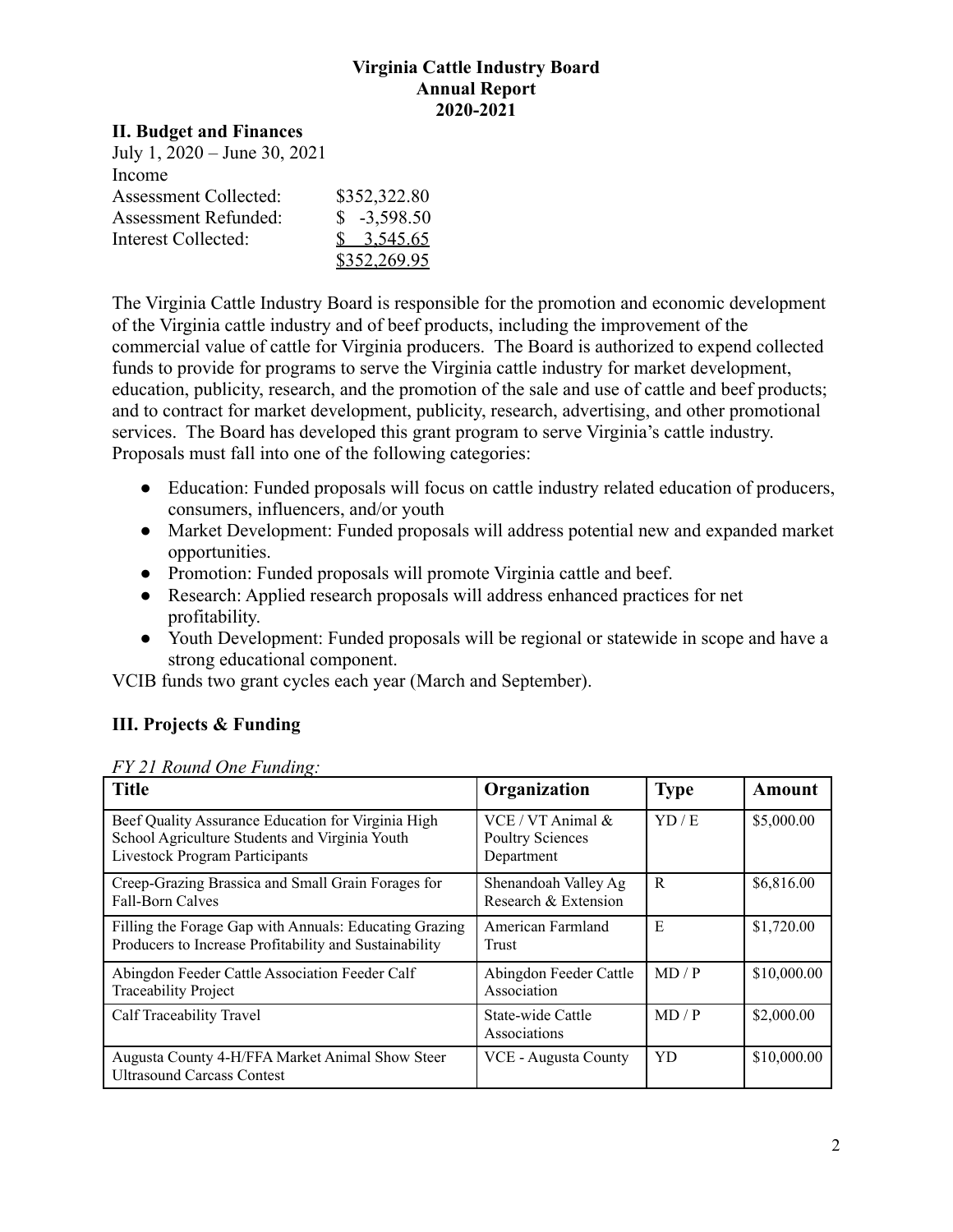**Virginia Cattle Industry Board**
**Annual Report**
**2020-2021**

## II. Budget and Finances

July 1, 2020 – June 30, 2021

Income

| | |
|---|---|
| Assessment Collected: | $352,322.80 |
| Assessment Refunded: | $ -3,598.50 |
| Interest Collected: | $ 3,545.65 |
| | $352,269.95 |

The Virginia Cattle Industry Board is responsible for the promotion and economic development of the Virginia cattle industry and of beef products, including the improvement of the commercial value of cattle for Virginia producers. The Board is authorized to expend collected funds to provide for programs to serve the Virginia cattle industry for market development, education, publicity, research, and the promotion of the sale and use of cattle and beef products; and to contract for market development, publicity, research, advertising, and other promotional services. The Board has developed this grant program to serve Virginia's cattle industry. Proposals must fall into one of the following categories:

- Education: Funded proposals will focus on cattle industry related education of producers, consumers, influencers, and/or youth
- Market Development: Funded proposals will address potential new and expanded market opportunities.
- Promotion: Funded proposals will promote Virginia cattle and beef.
- Research: Applied research proposals will address enhanced practices for net profitability.
- Youth Development: Funded proposals will be regional or statewide in scope and have a strong educational component.

VCIB funds two grant cycles each year (March and September).

## III. Projects & Funding

*FY 21 Round One Funding:*

| Title | Organization | Type | Amount |
|---|---|---|---|
| Beef Quality Assurance Education for Virginia High School Agriculture Students and Virginia Youth Livestock Program Participants | VCE / VT Animal & Poultry Sciences Department | YD / E | $5,000.00 |
| Creep-Grazing Brassica and Small Grain Forages for Fall-Born Calves | Shenandoah Valley Ag Research & Extension | R | $6,816.00 |
| Filling the Forage Gap with Annuals: Educating Grazing Producers to Increase Profitability and Sustainability | American Farmland Trust | E | $1,720.00 |
| Abingdon Feeder Cattle Association Feeder Calf Traceability Project | Abingdon Feeder Cattle Association | MD / P | $10,000.00 |
| Calf Traceability Travel | State-wide Cattle Associations | MD / P | $2,000.00 |
| Augusta County 4-H/FFA Market Animal Show Steer Ultrasound Carcass Contest | VCE - Augusta County | YD | $10,000.00 |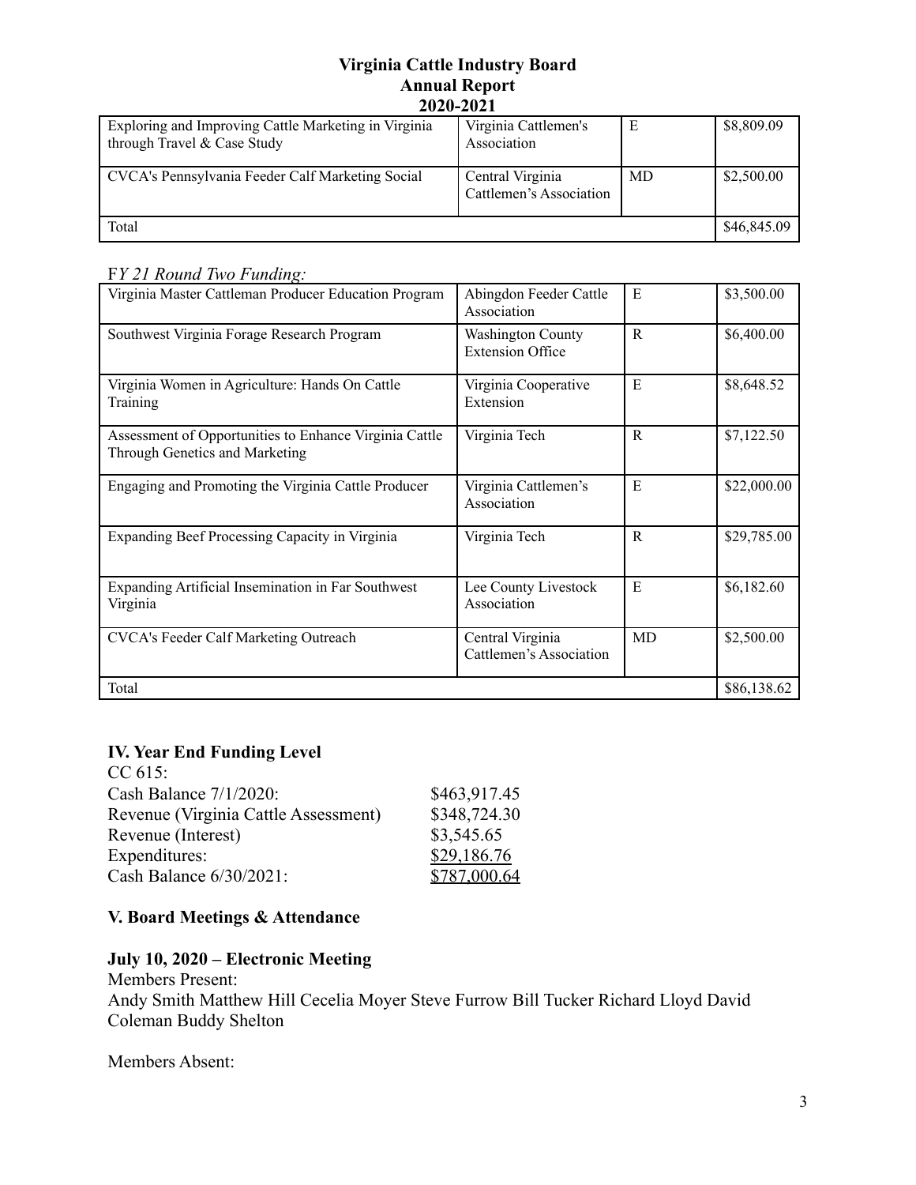| Exploring and Improving Cattle Marketing in Virginia through Travel & Case Study | Virginia Cattlemen's Association | E | $8,809.09 |
|---|---|---|---|
| CVCA's Pennsylvania Feeder Calf Marketing Social | Central Virginia Cattlemen's Association | MD | $2,500.00 |
| Total | | | $46,845.09 |

*FY 21 Round Two Funding:*

| Virginia Master Cattleman Producer Education Program | Abingdon Feeder Cattle Association | E | $3,500.00 |
|---|---|---|---|
| Southwest Virginia Forage Research Program | Washington County Extension Office | R | $6,400.00 |
| Virginia Women in Agriculture: Hands On Cattle Training | Virginia Cooperative Extension | E | $8,648.52 |
| Assessment of Opportunities to Enhance Virginia Cattle Through Genetics and Marketing | Virginia Tech | R | $7,122.50 |
| Engaging and Promoting the Virginia Cattle Producer | Virginia Cattlemen's Association | E | $22,000.00 |
| Expanding Beef Processing Capacity in Virginia | Virginia Tech | R | $29,785.00 |
| Expanding Artificial Insemination in Far Southwest Virginia | Lee County Livestock Association | E | $6,182.60 |
| CVCA's Feeder Calf Marketing Outreach | Central Virginia Cattlemen's Association | MD | $2,500.00 |
| Total | | | $86,138.62 |

## IV. Year End Funding Level

CC 615:

| | |
|---|---|
| Cash Balance 7/1/2020: | $463,917.45 |
| Revenue (Virginia Cattle Assessment) | $348,724.30 |
| Revenue (Interest) | $3,545.65 |
| Expenditures: | $29,186.76 |
| Cash Balance 6/30/2021: | $787,000.64 |

## V. Board Meetings & Attendance

### July 10, 2020 – Electronic Meeting

Members Present:
Andy Smith Matthew Hill Cecelia Moyer Steve Furrow Bill Tucker Richard Lloyd David Coleman Buddy Shelton

Members Absent: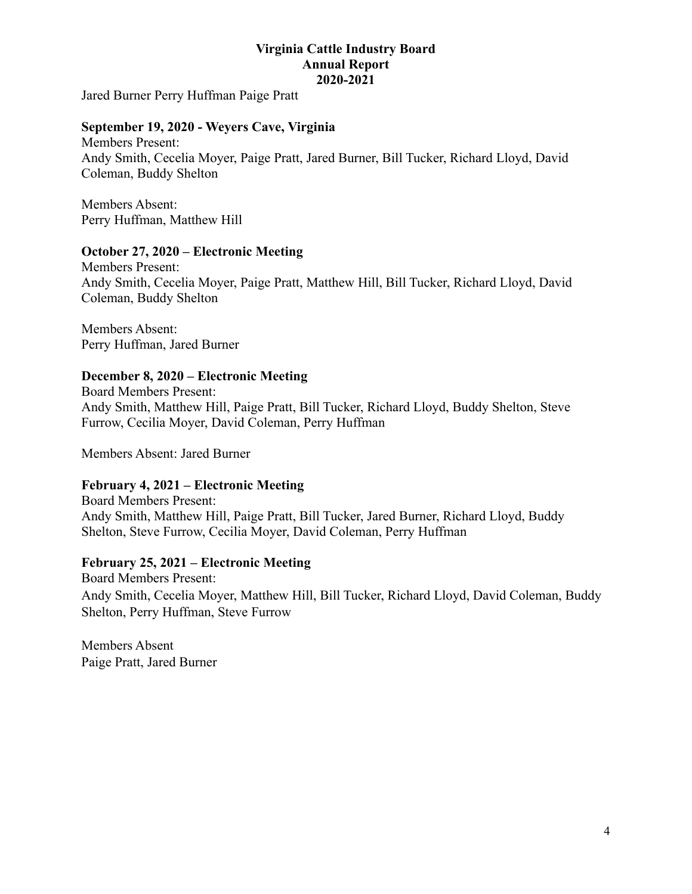Jared Burner Perry Huffman Paige Pratt

**September 19, 2020 - Weyers Cave, Virginia**

Members Present:
Andy Smith, Cecelia Moyer, Paige Pratt, Jared Burner, Bill Tucker, Richard Lloyd, David Coleman, Buddy Shelton

Members Absent:
Perry Huffman, Matthew Hill

**October 27, 2020 – Electronic Meeting**

Members Present:
Andy Smith, Cecelia Moyer, Paige Pratt, Matthew Hill, Bill Tucker, Richard Lloyd, David Coleman, Buddy Shelton

Members Absent:
Perry Huffman, Jared Burner

**December 8, 2020 – Electronic Meeting**

Board Members Present:
Andy Smith, Matthew Hill, Paige Pratt, Bill Tucker, Richard Lloyd, Buddy Shelton, Steve Furrow, Cecilia Moyer, David Coleman, Perry Huffman

Members Absent: Jared Burner

**February 4, 2021 – Electronic Meeting**

Board Members Present:
Andy Smith, Matthew Hill, Paige Pratt, Bill Tucker, Jared Burner, Richard Lloyd, Buddy Shelton, Steve Furrow, Cecilia Moyer, David Coleman, Perry Huffman

**February 25, 2021 – Electronic Meeting**

Board Members Present:
Andy Smith, Cecelia Moyer, Matthew Hill, Bill Tucker, Richard Lloyd, David Coleman, Buddy Shelton, Perry Huffman, Steve Furrow

Members Absent
Paige Pratt, Jared Burner